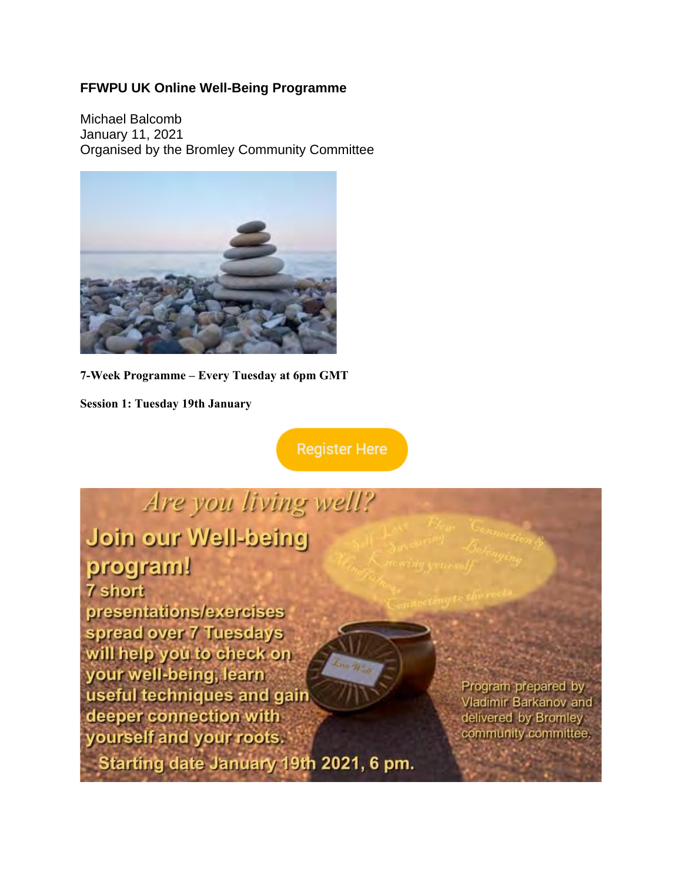**FFWPU UK Online Well-Being Programme**

Michael Balcomb
January 11, 2021
Organised by the Bromley Community Committee

**7-Week Programme – Every Tuesday at 6pm GMT**

**Session 1: Tuesday 19th January**

Register Here

*Are you living well?*

**Join our Well-being program!**

7 short presentations/exercises spread over 7 Tuesdays will help you to check on your well-being, learn useful techniques and gain deeper connection with yourself and your roots.

Starting date January 19th 2021, 6 pm.

Program prepared by Vladimir Barkanov and delivered by Bromley community committee.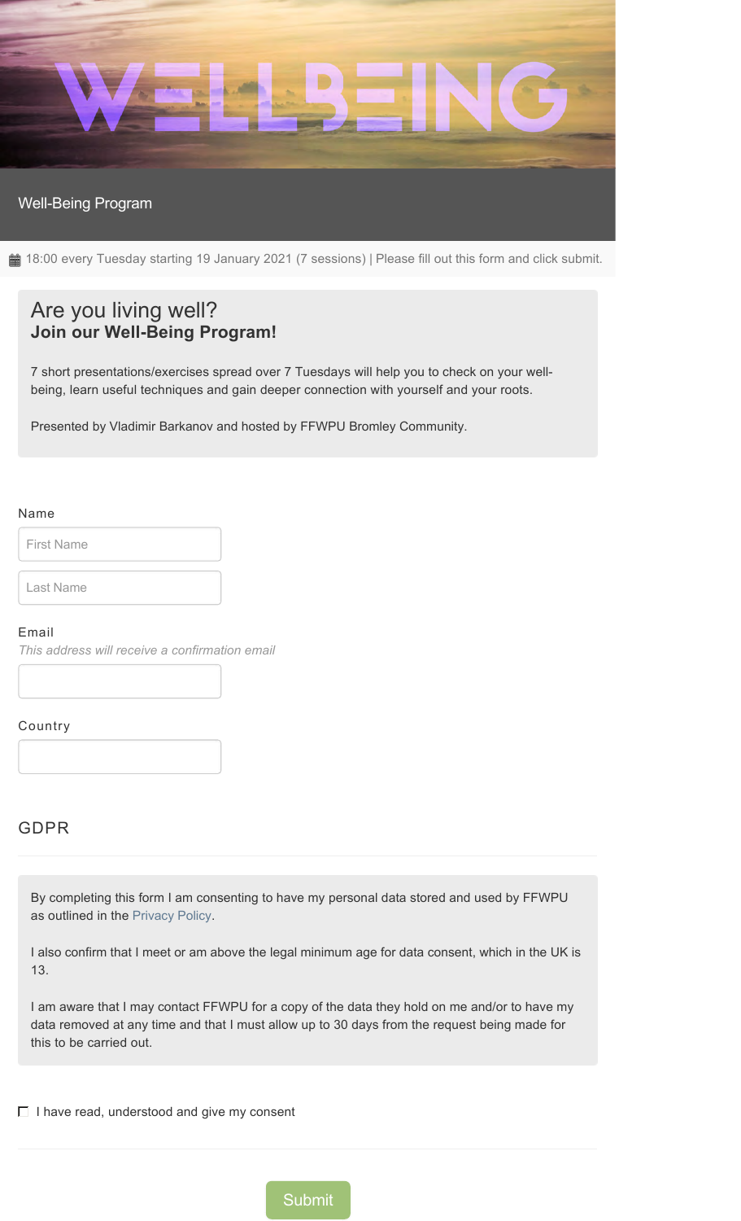# WELLBEING

## Well-Being Program

18:00 every Tuesday starting 19 January 2021 (7 sessions) | Please fill out this form and click submit.

### Are you living well?
**Join our Well-Being Program!**

7 short presentations/exercises spread over 7 Tuesdays will help you to check on your well-being, learn useful techniques and gain deeper connection with yourself and your roots.

Presented by Vladimir Barkanov and hosted by FFWPU Bromley Community.

Name

First Name

Last Name

Email

*This address will receive a confirmation email*

Country

## GDPR

By completing this form I am consenting to have my personal data stored and used by FFWPU as outlined in the Privacy Policy.

I also confirm that I meet or am above the legal minimum age for data consent, which in the UK is 13.

I am aware that I may contact FFWPU for a copy of the data they hold on me and/or to have my data removed at any time and that I must allow up to 30 days from the request being made for this to be carried out.

☐ I have read, understood and give my consent

Submit